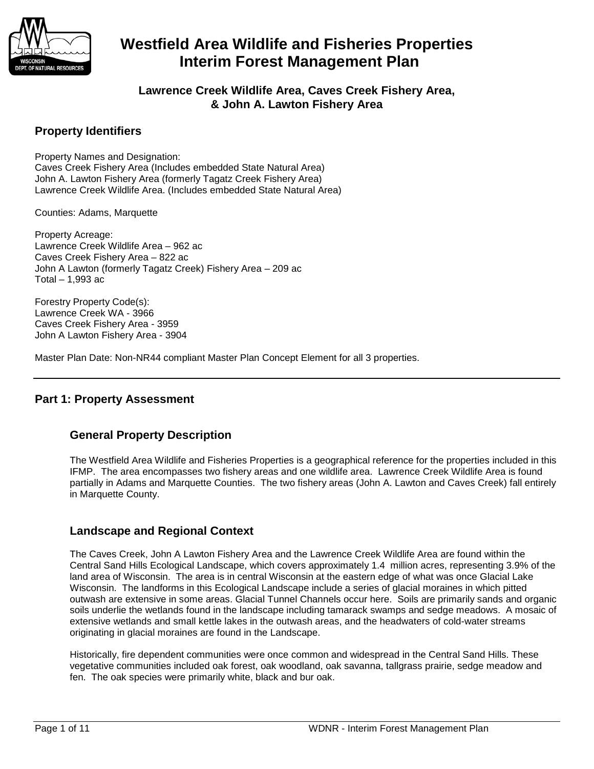# Westfield Area Wildlife and Fisheries Properties Interim Forest Management Plan

### Lawrence Creek Wildlife Area, Caves Creek Fishery Area, & John A. Lawton Fishery Area

## Property Identifiers

Property Names and Designation:
Caves Creek Fishery Area (Includes embedded State Natural Area)
John A. Lawton Fishery Area (formerly Tagatz Creek Fishery Area)
Lawrence Creek Wildlife Area. (Includes embedded State Natural Area)

Counties: Adams, Marquette

Property Acreage:
Lawrence Creek Wildlife Area – 962 ac
Caves Creek Fishery Area – 822 ac
John A Lawton (formerly Tagatz Creek) Fishery Area – 209 ac
Total – 1,993 ac

Forestry Property Code(s):
Lawrence Creek WA - 3966
Caves Creek Fishery Area - 3959
John A Lawton Fishery Area - 3904

Master Plan Date: Non-NR44 compliant Master Plan Concept Element for all 3 properties.

---

## Part 1: Property Assessment

### General Property Description

The Westfield Area Wildlife and Fisheries Properties is a geographical reference for the properties included in this IFMP. The area encompasses two fishery areas and one wildlife area. Lawrence Creek Wildlife Area is found partially in Adams and Marquette Counties. The two fishery areas (John A. Lawton and Caves Creek) fall entirely in Marquette County.

### Landscape and Regional Context

The Caves Creek, John A Lawton Fishery Area and the Lawrence Creek Wildlife Area are found within the Central Sand Hills Ecological Landscape, which covers approximately 1.4 million acres, representing 3.9% of the land area of Wisconsin. The area is in central Wisconsin at the eastern edge of what was once Glacial Lake Wisconsin. The landforms in this Ecological Landscape include a series of glacial moraines in which pitted outwash are extensive in some areas. Glacial Tunnel Channels occur here. Soils are primarily sands and organic soils underlie the wetlands found in the landscape including tamarack swamps and sedge meadows. A mosaic of extensive wetlands and small kettle lakes in the outwash areas, and the headwaters of cold-water streams originating in glacial moraines are found in the Landscape.

Historically, fire dependent communities were once common and widespread in the Central Sand Hills. These vegetative communities included oak forest, oak woodland, oak savanna, tallgrass prairie, sedge meadow and fen. The oak species were primarily white, black and bur oak.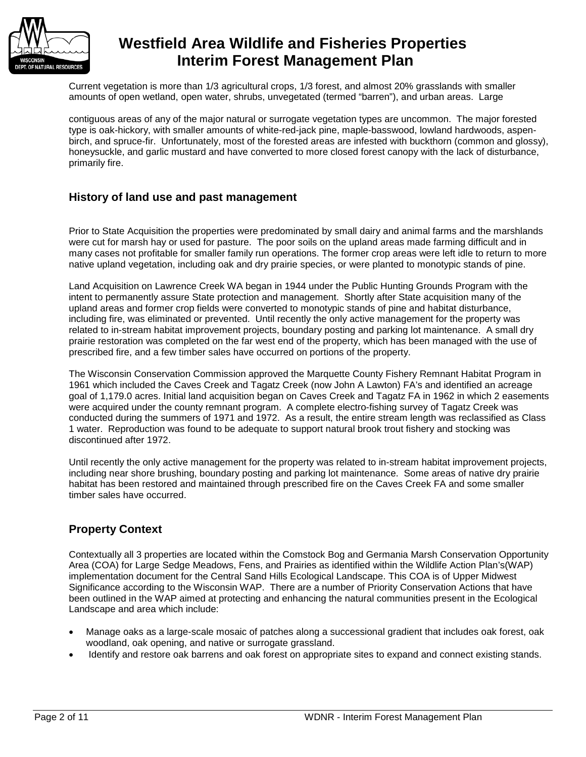Current vegetation is more than 1/3 agricultural crops, 1/3 forest, and almost 20% grasslands with smaller amounts of open wetland, open water, shrubs, unvegetated (termed "barren"), and urban areas. Large contiguous areas of any of the major natural or surrogate vegetation types are uncommon. The major forested type is oak-hickory, with smaller amounts of white-red-jack pine, maple-basswood, lowland hardwoods, aspen-birch, and spruce-fir. Unfortunately, most of the forested areas are infested with buckthorn (common and glossy), honeysuckle, and garlic mustard and have converted to more closed forest canopy with the lack of disturbance, primarily fire.

## History of land use and past management

Prior to State Acquisition the properties were predominated by small dairy and animal farms and the marshlands were cut for marsh hay or used for pasture. The poor soils on the upland areas made farming difficult and in many cases not profitable for smaller family run operations. The former crop areas were left idle to return to more native upland vegetation, including oak and dry prairie species, or were planted to monotypic stands of pine.

Land Acquisition on Lawrence Creek WA began in 1944 under the Public Hunting Grounds Program with the intent to permanently assure State protection and management. Shortly after State acquisition many of the upland areas and former crop fields were converted to monotypic stands of pine and habitat disturbance, including fire, was eliminated or prevented. Until recently the only active management for the property was related to in-stream habitat improvement projects, boundary posting and parking lot maintenance. A small dry prairie restoration was completed on the far west end of the property, which has been managed with the use of prescribed fire, and a few timber sales have occurred on portions of the property.

The Wisconsin Conservation Commission approved the Marquette County Fishery Remnant Habitat Program in 1961 which included the Caves Creek and Tagatz Creek (now John A Lawton) FA's and identified an acreage goal of 1,179.0 acres. Initial land acquisition began on Caves Creek and Tagatz FA in 1962 in which 2 easements were acquired under the county remnant program. A complete electro-fishing survey of Tagatz Creek was conducted during the summers of 1971 and 1972. As a result, the entire stream length was reclassified as Class 1 water. Reproduction was found to be adequate to support natural brook trout fishery and stocking was discontinued after 1972.

Until recently the only active management for the property was related to in-stream habitat improvement projects, including near shore brushing, boundary posting and parking lot maintenance. Some areas of native dry prairie habitat has been restored and maintained through prescribed fire on the Caves Creek FA and some smaller timber sales have occurred.

## Property Context

Contextually all 3 properties are located within the Comstock Bog and Germania Marsh Conservation Opportunity Area (COA) for Large Sedge Meadows, Fens, and Prairies as identified within the Wildlife Action Plan's(WAP) implementation document for the Central Sand Hills Ecological Landscape. This COA is of Upper Midwest Significance according to the Wisconsin WAP. There are a number of Priority Conservation Actions that have been outlined in the WAP aimed at protecting and enhancing the natural communities present in the Ecological Landscape and area which include:

- Manage oaks as a large-scale mosaic of patches along a successional gradient that includes oak forest, oak woodland, oak opening, and native or surrogate grassland.
- Identify and restore oak barrens and oak forest on appropriate sites to expand and connect existing stands.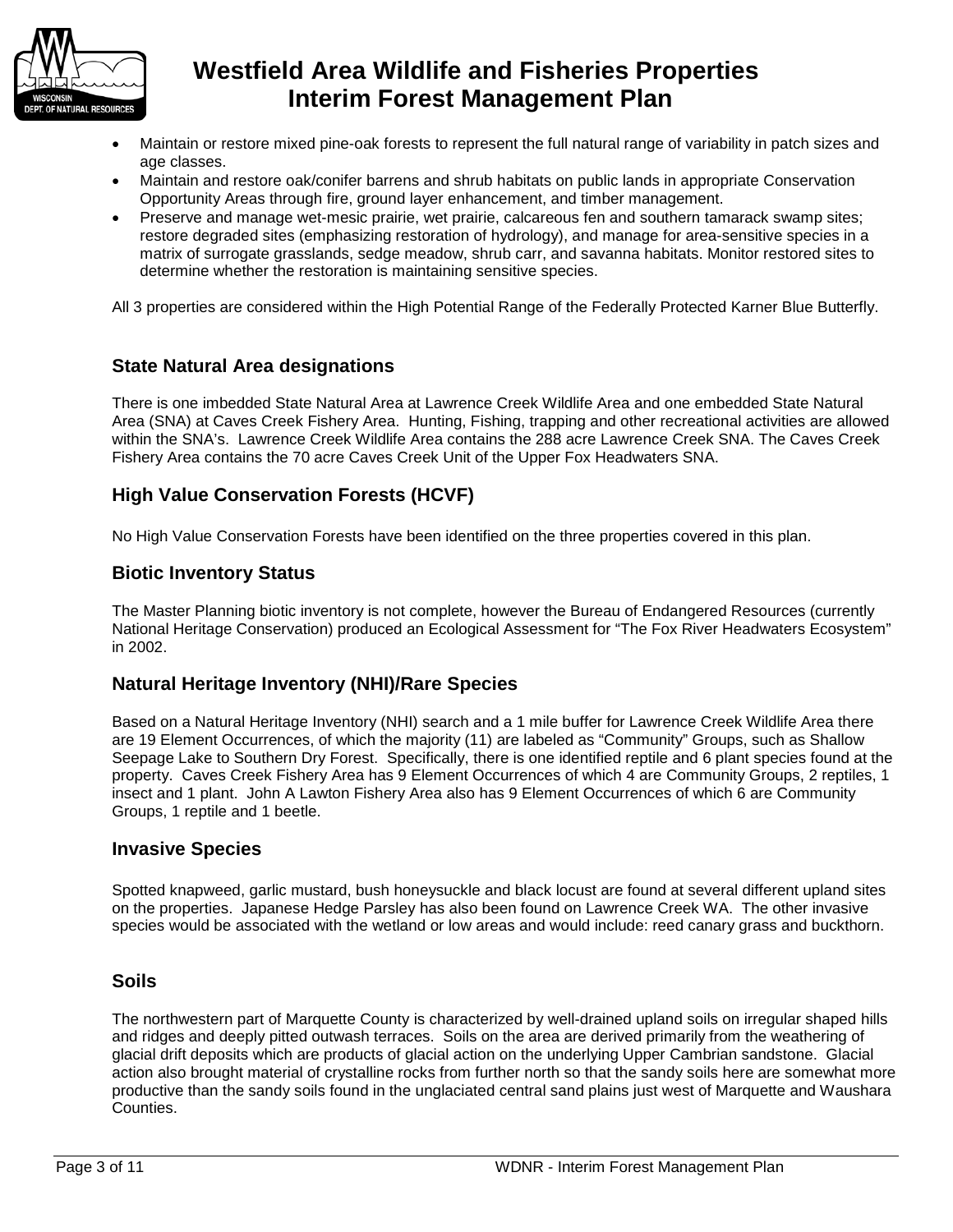- Maintain or restore mixed pine-oak forests to represent the full natural range of variability in patch sizes and age classes.
- Maintain and restore oak/conifer barrens and shrub habitats on public lands in appropriate Conservation Opportunity Areas through fire, ground layer enhancement, and timber management.
- Preserve and manage wet-mesic prairie, wet prairie, calcareous fen and southern tamarack swamp sites; restore degraded sites (emphasizing restoration of hydrology), and manage for area-sensitive species in a matrix of surrogate grasslands, sedge meadow, shrub carr, and savanna habitats. Monitor restored sites to determine whether the restoration is maintaining sensitive species.

All 3 properties are considered within the High Potential Range of the Federally Protected Karner Blue Butterfly.

## State Natural Area designations

There is one imbedded State Natural Area at Lawrence Creek Wildlife Area and one embedded State Natural Area (SNA) at Caves Creek Fishery Area. Hunting, Fishing, trapping and other recreational activities are allowed within the SNA's. Lawrence Creek Wildlife Area contains the 288 acre Lawrence Creek SNA. The Caves Creek Fishery Area contains the 70 acre Caves Creek Unit of the Upper Fox Headwaters SNA.

## High Value Conservation Forests (HCVF)

No High Value Conservation Forests have been identified on the three properties covered in this plan.

## Biotic Inventory Status

The Master Planning biotic inventory is not complete, however the Bureau of Endangered Resources (currently National Heritage Conservation) produced an Ecological Assessment for "The Fox River Headwaters Ecosystem" in 2002.

## Natural Heritage Inventory (NHI)/Rare Species

Based on a Natural Heritage Inventory (NHI) search and a 1 mile buffer for Lawrence Creek Wildlife Area there are 19 Element Occurrences, of which the majority (11) are labeled as "Community" Groups, such as Shallow Seepage Lake to Southern Dry Forest. Specifically, there is one identified reptile and 6 plant species found at the property. Caves Creek Fishery Area has 9 Element Occurrences of which 4 are Community Groups, 2 reptiles, 1 insect and 1 plant. John A Lawton Fishery Area also has 9 Element Occurrences of which 6 are Community Groups, 1 reptile and 1 beetle.

## Invasive Species

Spotted knapweed, garlic mustard, bush honeysuckle and black locust are found at several different upland sites on the properties. Japanese Hedge Parsley has also been found on Lawrence Creek WA. The other invasive species would be associated with the wetland or low areas and would include: reed canary grass and buckthorn.

## Soils

The northwestern part of Marquette County is characterized by well-drained upland soils on irregular shaped hills and ridges and deeply pitted outwash terraces. Soils on the area are derived primarily from the weathering of glacial drift deposits which are products of glacial action on the underlying Upper Cambrian sandstone. Glacial action also brought material of crystalline rocks from further north so that the sandy soils here are somewhat more productive than the sandy soils found in the unglaciated central sand plains just west of Marquette and Waushara Counties.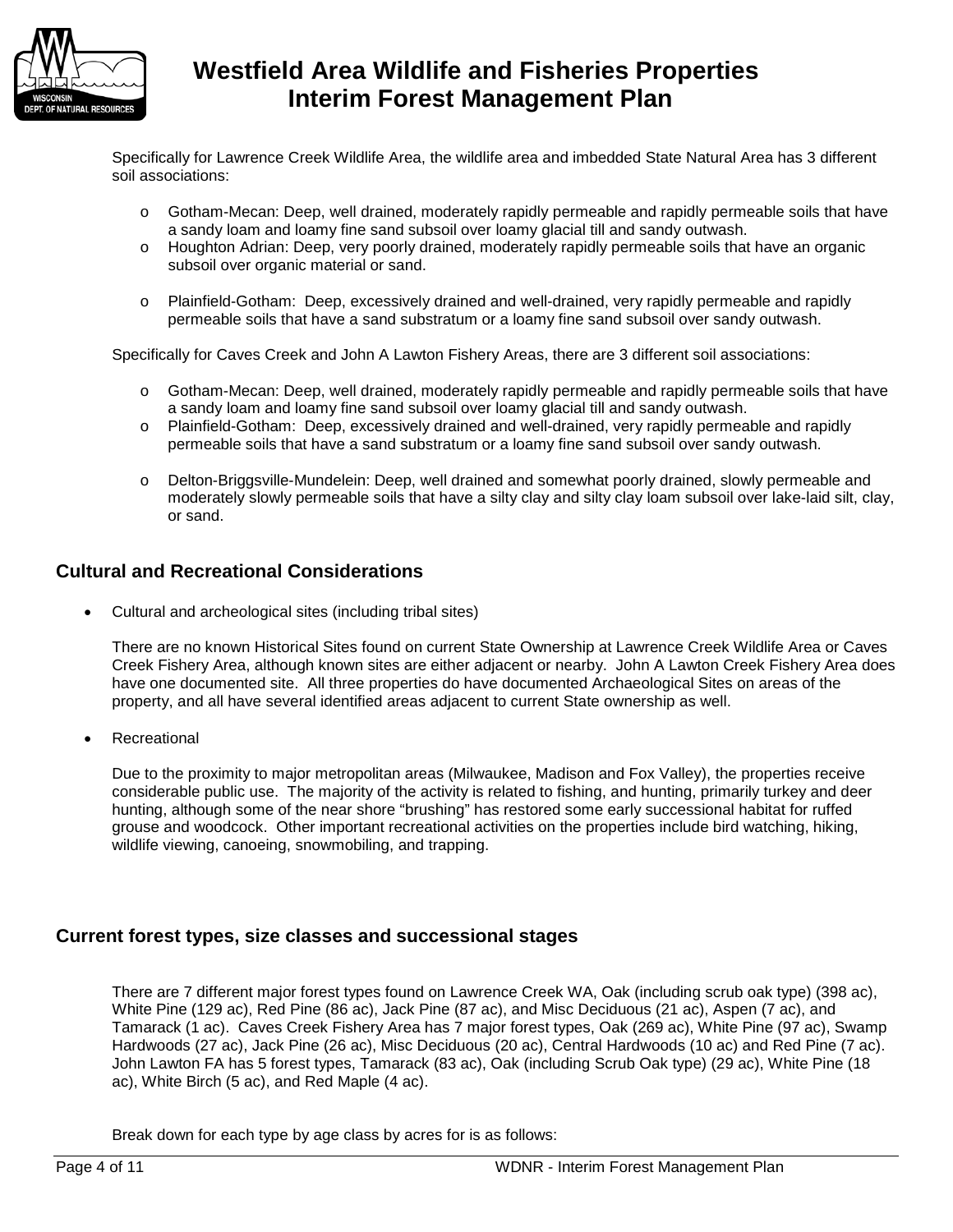Specifically for Lawrence Creek Wildlife Area, the wildlife area and imbedded State Natural Area has 3 different soil associations:

- Gotham-Mecan: Deep, well drained, moderately rapidly permeable and rapidly permeable soils that have a sandy loam and loamy fine sand subsoil over loamy glacial till and sandy outwash.
- Houghton Adrian: Deep, very poorly drained, moderately rapidly permeable soils that have an organic subsoil over organic material or sand.
- Plainfield-Gotham: Deep, excessively drained and well-drained, very rapidly permeable and rapidly permeable soils that have a sand substratum or a loamy fine sand subsoil over sandy outwash.

Specifically for Caves Creek and John A Lawton Fishery Areas, there are 3 different soil associations:

- Gotham-Mecan: Deep, well drained, moderately rapidly permeable and rapidly permeable soils that have a sandy loam and loamy fine sand subsoil over loamy glacial till and sandy outwash.
- Plainfield-Gotham: Deep, excessively drained and well-drained, very rapidly permeable and rapidly permeable soils that have a sand substratum or a loamy fine sand subsoil over sandy outwash.
- Delton-Briggsville-Mundelein: Deep, well drained and somewhat poorly drained, slowly permeable and moderately slowly permeable soils that have a silty clay and silty clay loam subsoil over lake-laid silt, clay, or sand.

## Cultural and Recreational Considerations

- Cultural and archeological sites (including tribal sites)

  There are no known Historical Sites found on current State Ownership at Lawrence Creek Wildlife Area or Caves Creek Fishery Area, although known sites are either adjacent or nearby. John A Lawton Creek Fishery Area does have one documented site. All three properties do have documented Archaeological Sites on areas of the property, and all have several identified areas adjacent to current State ownership as well.

- Recreational

  Due to the proximity to major metropolitan areas (Milwaukee, Madison and Fox Valley), the properties receive considerable public use. The majority of the activity is related to fishing, and hunting, primarily turkey and deer hunting, although some of the near shore "brushing" has restored some early successional habitat for ruffed grouse and woodcock. Other important recreational activities on the properties include bird watching, hiking, wildlife viewing, canoeing, snowmobiling, and trapping.

## Current forest types, size classes and successional stages

There are 7 different major forest types found on Lawrence Creek WA, Oak (including scrub oak type) (398 ac), White Pine (129 ac), Red Pine (86 ac), Jack Pine (87 ac), and Misc Deciduous (21 ac), Aspen (7 ac), and Tamarack (1 ac). Caves Creek Fishery Area has 7 major forest types, Oak (269 ac), White Pine (97 ac), Swamp Hardwoods (27 ac), Jack Pine (26 ac), Misc Deciduous (20 ac), Central Hardwoods (10 ac) and Red Pine (7 ac). John Lawton FA has 5 forest types, Tamarack (83 ac), Oak (including Scrub Oak type) (29 ac), White Pine (18 ac), White Birch (5 ac), and Red Maple (4 ac).

Break down for each type by age class by acres for is as follows: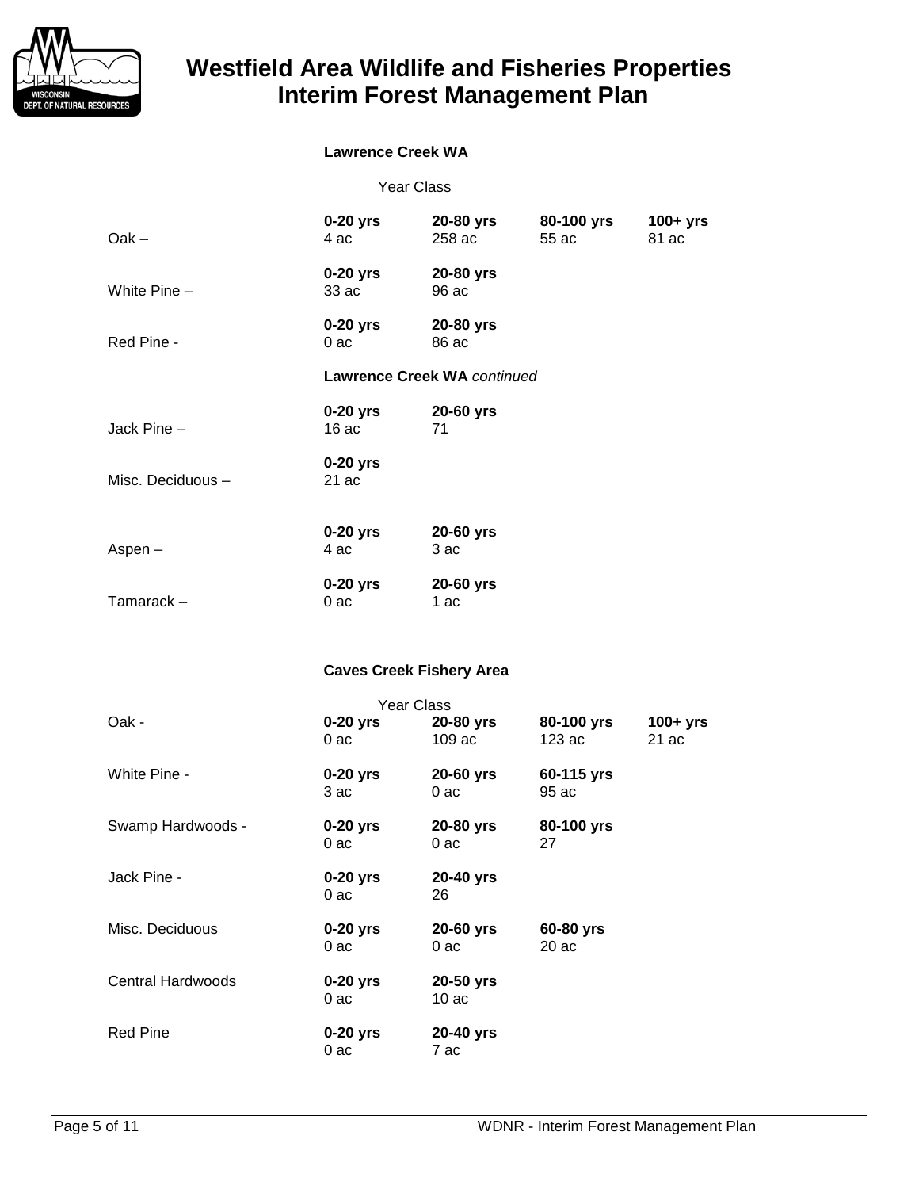**Lawrence Creek WA**

Year Class

| | | | | |
|---|---|---|---|---|
| Oak – | **0-20 yrs** 4 ac | **20-80 yrs** 258 ac | **80-100 yrs** 55 ac | **100+ yrs** 81 ac |
| White Pine – | **0-20 yrs** 33 ac | **20-80 yrs** 96 ac | | |
| Red Pine - | **0-20 yrs** 0 ac | **20-80 yrs** 86 ac | | |

**Lawrence Creek WA** *continued*

| | | |
|---|---|---|
| Jack Pine – | **0-20 yrs** 16 ac | **20-60 yrs** 71 |
| Misc. Deciduous – | **0-20 yrs** 21 ac | |
| Aspen – | **0-20 yrs** 4 ac | **20-60 yrs** 3 ac |
| Tamarack – | **0-20 yrs** 0 ac | **20-60 yrs** 1 ac |

**Caves Creek Fishery Area**

Year Class

| | | | | |
|---|---|---|---|---|
| Oak - | **0-20 yrs** 0 ac | **20-80 yrs** 109 ac | **80-100 yrs** 123 ac | **100+ yrs** 21 ac |
| White Pine - | **0-20 yrs** 3 ac | **20-60 yrs** 0 ac | **60-115 yrs** 95 ac | |
| Swamp Hardwoods - | **0-20 yrs** 0 ac | **20-80 yrs** 0 ac | **80-100 yrs** 27 | |
| Jack Pine - | **0-20 yrs** 0 ac | **20-40 yrs** 26 | | |
| Misc. Deciduous | **0-20 yrs** 0 ac | **20-60 yrs** 0 ac | **60-80 yrs** 20 ac | |
| Central Hardwoods | **0-20 yrs** 0 ac | **20-50 yrs** 10 ac | | |
| Red Pine | **0-20 yrs** 0 ac | **20-40 yrs** 7 ac | | |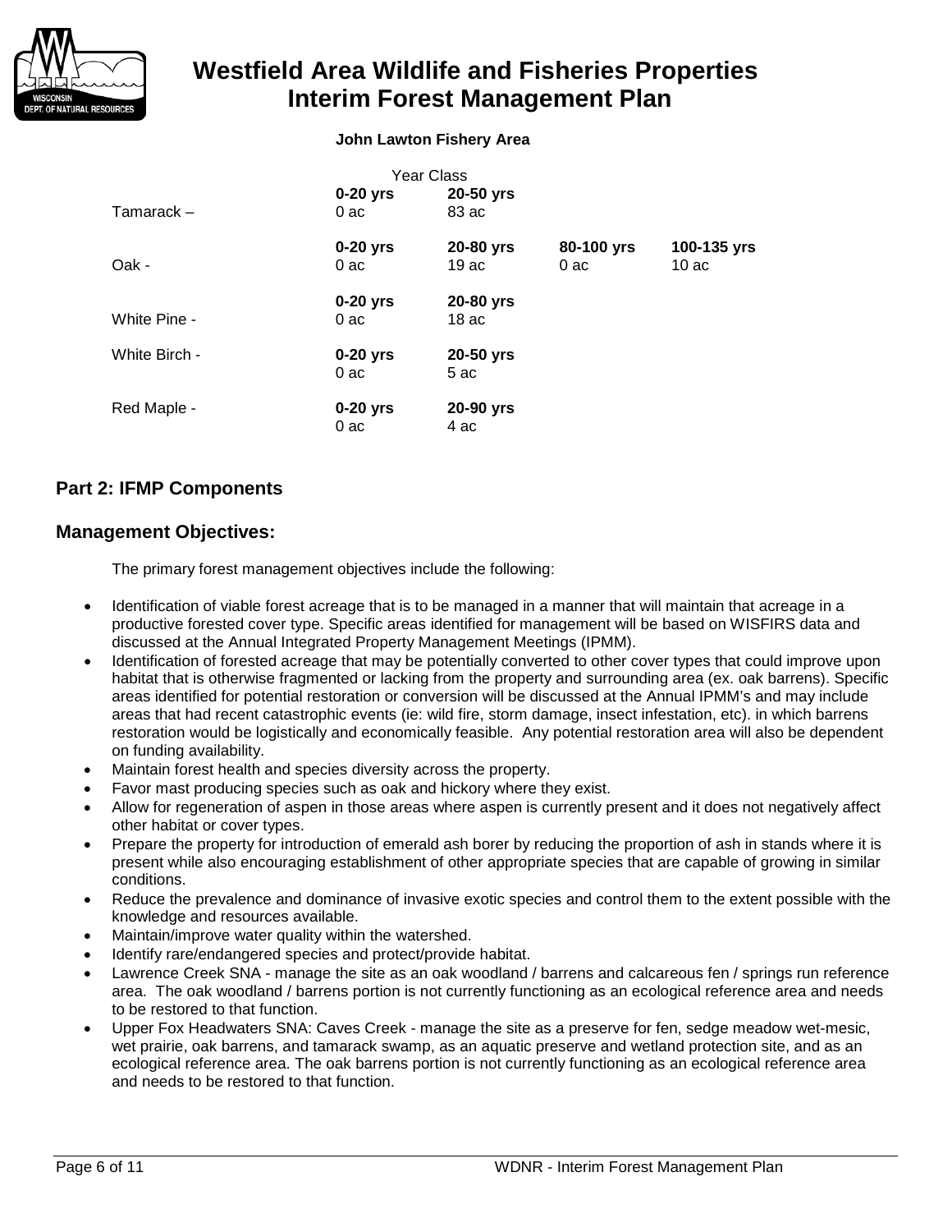**John Lawton Fishery Area**

| | Year Class | | | |
|---|---|---|---|---|
| | **0-20 yrs** | **20-50 yrs** | | |
| Tamarack – | 0 ac | 83 ac | | |
| | **0-20 yrs** | **20-80 yrs** | **80-100 yrs** | **100-135 yrs** |
| Oak - | 0 ac | 19 ac | 0 ac | 10 ac |
| | **0-20 yrs** | **20-80 yrs** | | |
| White Pine - | 0 ac | 18 ac | | |
| White Birch - | **0-20 yrs** | **20-50 yrs** | | |
| | 0 ac | 5 ac | | |
| Red Maple - | **0-20 yrs** | **20-90 yrs** | | |
| | 0 ac | 4 ac | | |

## Part 2: IFMP Components

## Management Objectives:

The primary forest management objectives include the following:

- Identification of viable forest acreage that is to be managed in a manner that will maintain that acreage in a productive forested cover type. Specific areas identified for management will be based on WISFIRS data and discussed at the Annual Integrated Property Management Meetings (IPMM).
- Identification of forested acreage that may be potentially converted to other cover types that could improve upon habitat that is otherwise fragmented or lacking from the property and surrounding area (ex. oak barrens). Specific areas identified for potential restoration or conversion will be discussed at the Annual IPMM's and may include areas that had recent catastrophic events (ie: wild fire, storm damage, insect infestation, etc). in which barrens restoration would be logistically and economically feasible. Any potential restoration area will also be dependent on funding availability.
- Maintain forest health and species diversity across the property.
- Favor mast producing species such as oak and hickory where they exist.
- Allow for regeneration of aspen in those areas where aspen is currently present and it does not negatively affect other habitat or cover types.
- Prepare the property for introduction of emerald ash borer by reducing the proportion of ash in stands where it is present while also encouraging establishment of other appropriate species that are capable of growing in similar conditions.
- Reduce the prevalence and dominance of invasive exotic species and control them to the extent possible with the knowledge and resources available.
- Maintain/improve water quality within the watershed.
- Identify rare/endangered species and protect/provide habitat.
- Lawrence Creek SNA - manage the site as an oak woodland / barrens and calcareous fen / springs run reference area. The oak woodland / barrens portion is not currently functioning as an ecological reference area and needs to be restored to that function.
- Upper Fox Headwaters SNA: Caves Creek - manage the site as a preserve for fen, sedge meadow wet-mesic, wet prairie, oak barrens, and tamarack swamp, as an aquatic preserve and wetland protection site, and as an ecological reference area. The oak barrens portion is not currently functioning as an ecological reference area and needs to be restored to that function.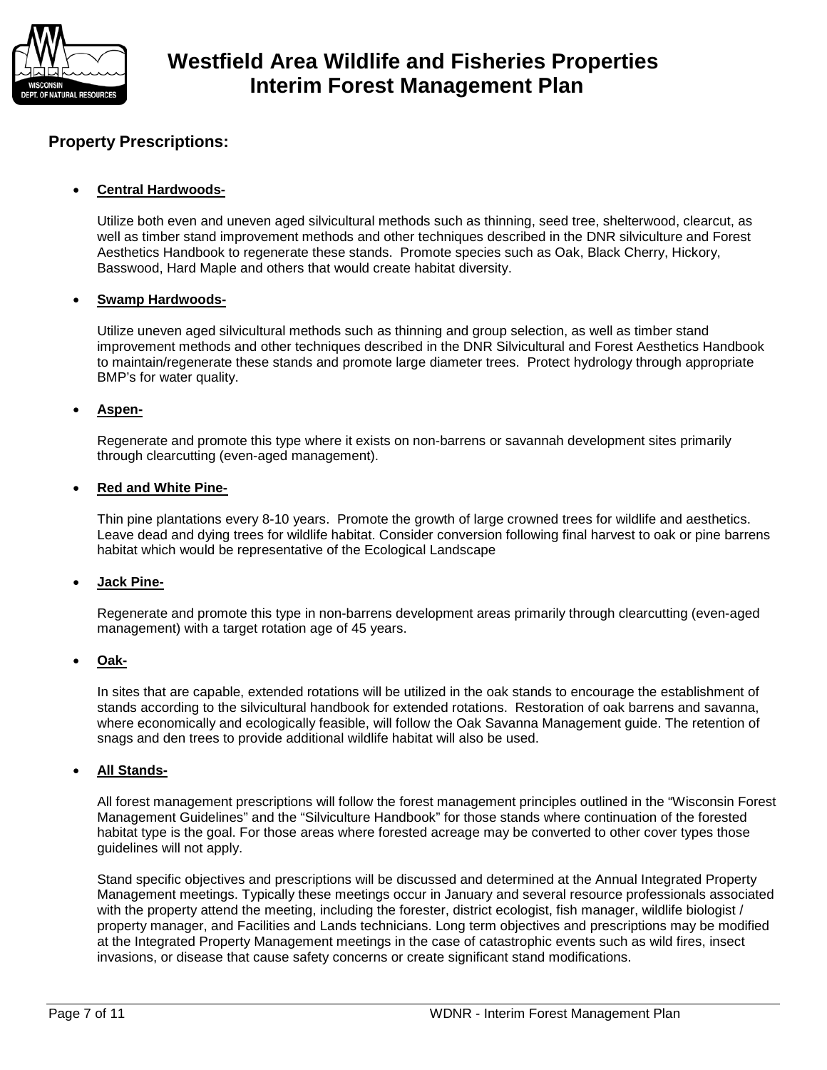## Property Prescriptions:

- **Central Hardwoods-**

  Utilize both even and uneven aged silvicultural methods such as thinning, seed tree, shelterwood, clearcut, as well as timber stand improvement methods and other techniques described in the DNR silviculture and Forest Aesthetics Handbook to regenerate these stands. Promote species such as Oak, Black Cherry, Hickory, Basswood, Hard Maple and others that would create habitat diversity.

- **Swamp Hardwoods-**

  Utilize uneven aged silvicultural methods such as thinning and group selection, as well as timber stand improvement methods and other techniques described in the DNR Silvicultural and Forest Aesthetics Handbook to maintain/regenerate these stands and promote large diameter trees. Protect hydrology through appropriate BMP's for water quality.

- **Aspen-**

  Regenerate and promote this type where it exists on non-barrens or savannah development sites primarily through clearcutting (even-aged management).

- **Red and White Pine-**

  Thin pine plantations every 8-10 years. Promote the growth of large crowned trees for wildlife and aesthetics. Leave dead and dying trees for wildlife habitat. Consider conversion following final harvest to oak or pine barrens habitat which would be representative of the Ecological Landscape

- **Jack Pine-**

  Regenerate and promote this type in non-barrens development areas primarily through clearcutting (even-aged management) with a target rotation age of 45 years.

- **Oak-**

  In sites that are capable, extended rotations will be utilized in the oak stands to encourage the establishment of stands according to the silvicultural handbook for extended rotations. Restoration of oak barrens and savanna, where economically and ecologically feasible, will follow the Oak Savanna Management guide. The retention of snags and den trees to provide additional wildlife habitat will also be used.

- **All Stands-**

  All forest management prescriptions will follow the forest management principles outlined in the "Wisconsin Forest Management Guidelines" and the "Silviculture Handbook" for those stands where continuation of the forested habitat type is the goal. For those areas where forested acreage may be converted to other cover types those guidelines will not apply.

  Stand specific objectives and prescriptions will be discussed and determined at the Annual Integrated Property Management meetings. Typically these meetings occur in January and several resource professionals associated with the property attend the meeting, including the forester, district ecologist, fish manager, wildlife biologist / property manager, and Facilities and Lands technicians. Long term objectives and prescriptions may be modified at the Integrated Property Management meetings in the case of catastrophic events such as wild fires, insect invasions, or disease that cause safety concerns or create significant stand modifications.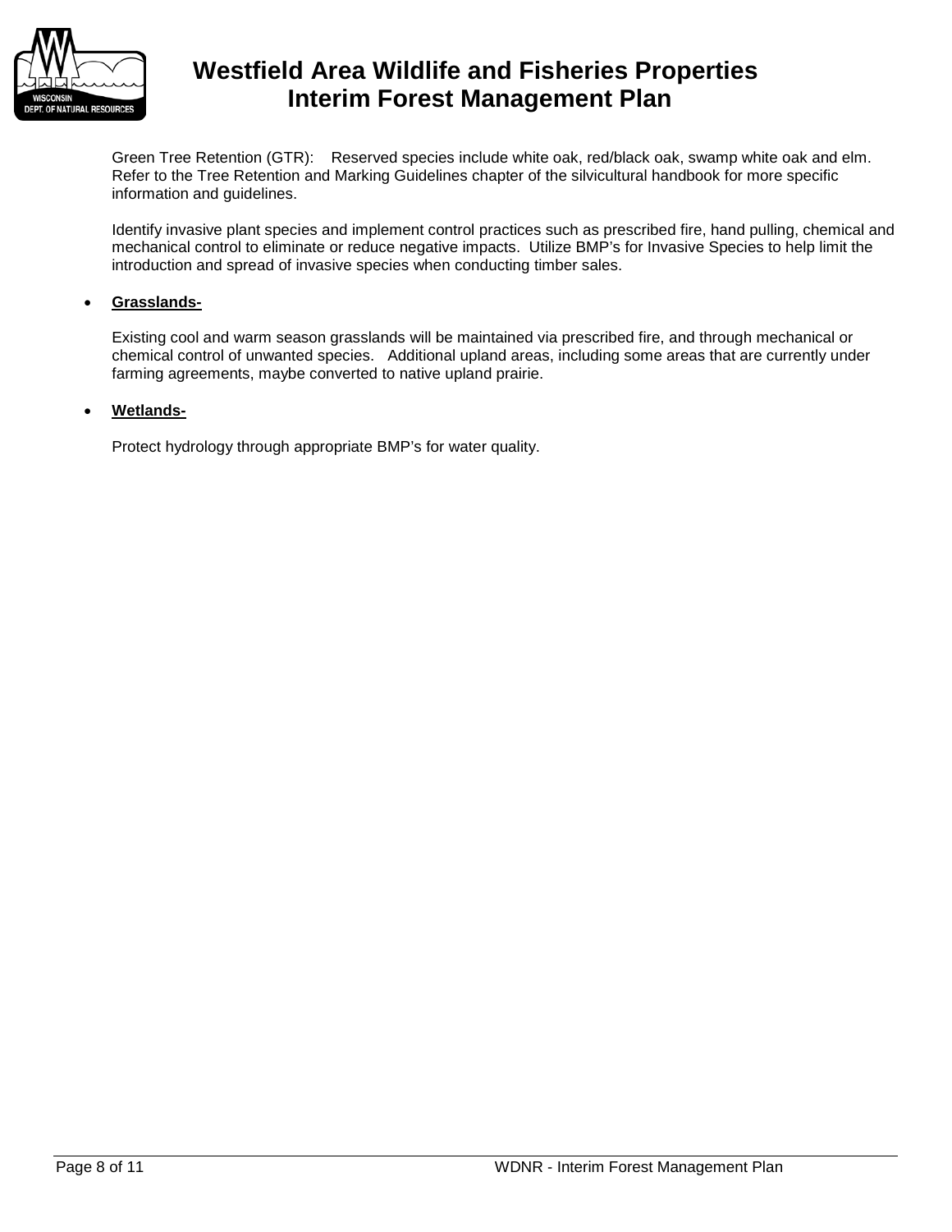Green Tree Retention (GTR): Reserved species include white oak, red/black oak, swamp white oak and elm. Refer to the Tree Retention and Marking Guidelines chapter of the silvicultural handbook for more specific information and guidelines.

Identify invasive plant species and implement control practices such as prescribed fire, hand pulling, chemical and mechanical control to eliminate or reduce negative impacts. Utilize BMP's for Invasive Species to help limit the introduction and spread of invasive species when conducting timber sales.

- **Grasslands-**

  Existing cool and warm season grasslands will be maintained via prescribed fire, and through mechanical or chemical control of unwanted species. Additional upland areas, including some areas that are currently under farming agreements, maybe converted to native upland prairie.

- **Wetlands-**

  Protect hydrology through appropriate BMP's for water quality.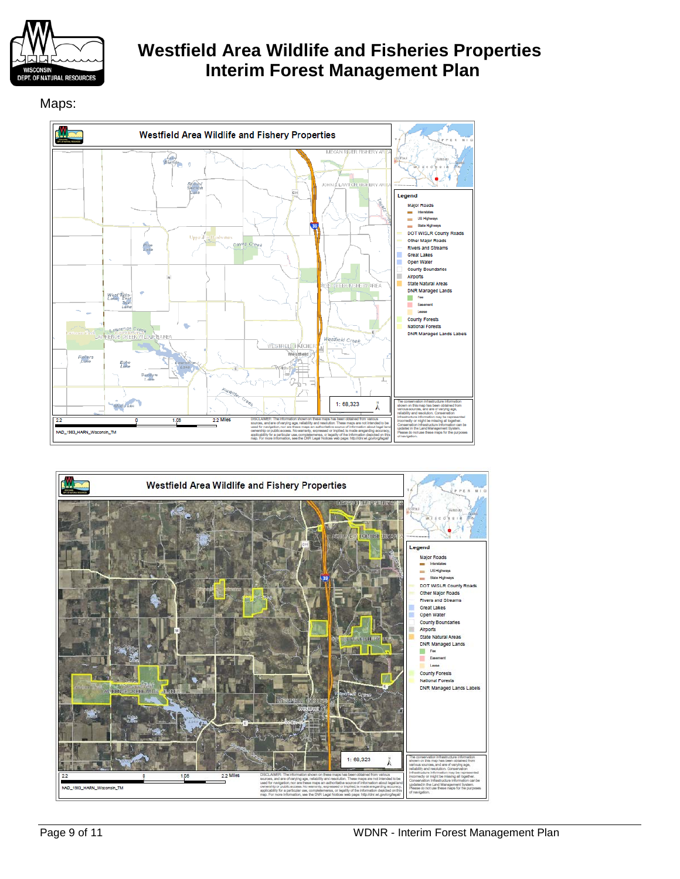Maps:

Westfield Area Wildlife and Fishery Properties

Legend

- Major Roads
  - Interstates
  - US Highways
  - State Highways
- DOT WISLR County Roads
- Other Major Roads
- Rivers and Streams
- Great Lakes
- Open Water
- County Boundaries
- Airports
- State Natural Areas
- DNR Managed Lands
  - Fee
  - Easement
  - Lease
- County Forests
- National Forests
- DNR Managed Lands Labels

1: 68,323

2.2 0 1.08 2.2 Miles

NAD_1983_HARN_Wisconsin_TM

DISCLAIMER: The information shown on these maps has been obtained from various sources, and are of varying age, reliability and resolution. These maps are not intended to be used for navigation, nor are these maps an authoritative source of information about legal land ownership or public access. No warranty, expressed or implied, is made regarding accuracy, applicability for a particular use, completeness, or legality of the information depicted on this map. For more information, see the DNR Legal Notices web page: http://dnr.wi.gov/org/legal/

The conservation infrastructure information shown on this map has been obtained from various sources, and are of varying age, reliability and resolution. Conservation infrastructure information may be represented incorrectly or might be missing all together. Conservation infrastructure information can be updated in the Land Management System. Please do not use these maps for the purposes of navigation.

Westfield Area Wildlife and Fishery Properties

Legend

- Major Roads
  - Interstates
  - US Highways
  - State Highways
- DOT WISLR County Roads
- Other Major Roads
- Rivers and Streams
- Great Lakes
- Open Water
- County Boundaries
- Airports
- State Natural Areas
- DNR Managed Lands
  - Fee
  - Easement
  - Lease
- County Forests
- National Forests
- DNR Managed Lands Labels

1: 68,323

2.2 0 1.08 2.2 Miles

NAD_1983_HARN_Wisconsin_TM

DISCLAIMER: The information shown on these maps has been obtained from various sources, and are of varying age, reliability and resolution. These maps are not intended to be used for navigation, nor are these maps an authoritative source of information about legal land ownership or public access. No warranty, expressed or implied, is made regarding accuracy, applicability for a particular use, completeness, or legality of the information depicted on this map. For more information, see the DNR Legal Notices web page: http://dnr.wi.gov/org/legal/

The conservation infrastructure information shown on this map has been obtained from various sources, and are of varying age, reliability and resolution. Conservation infrastructure information may be represented incorrectly or might be missing all together. Conservation infrastructure information can be updated in the Land Management System. Please do not use these maps for the purposes of navigation.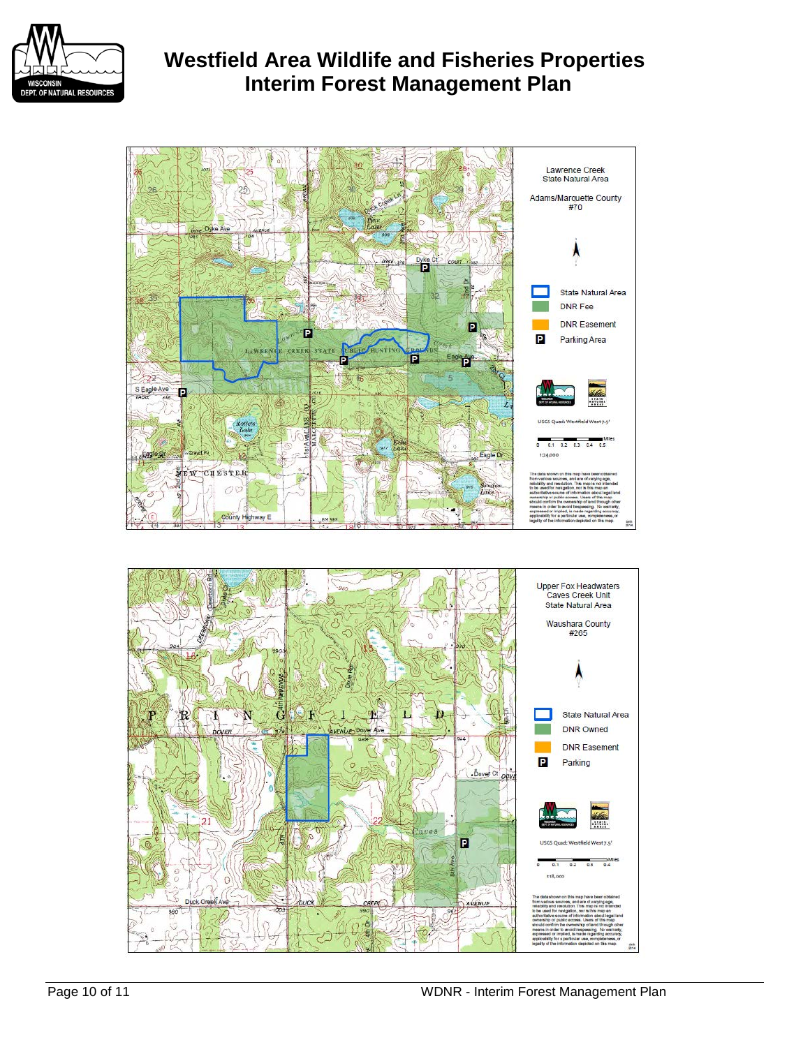# Westfield Area Wildlife and Fisheries Properties
# Interim Forest Management Plan

Lawrence Creek State Natural Area

Adams/Marquette County #70

- State Natural Area
- DNR Fee
- DNR Easement
- Parking Area

USGS Quad: Westfield West 7.5'

1:24,000

The data shown on this map have been obtained from various sources, and are of varying age, reliability and resolution. This map is not intended to be used for navigation, nor is this map an authoritative source of information about legal land ownership or public access. Users of this map should confirm the ownership of land through other means in order to avoid trespassing. No warranty, expressed or implied, is made regarding accuracy, applicability for a particular use, completeness, or legality of the information depicted on this map.

Upper Fox Headwaters Caves Creek Unit State Natural Area

Waushara County #265

- State Natural Area
- DNR Owned
- DNR Easement
- Parking

USGS Quad: Westfield West 7.5'

1:18,000

The data shown on this map have been obtained from various sources, and are of varying age, reliability and resolution. This map is not intended to be used for navigation, nor is this map an authoritative source of information about legal land ownership or public access. Users of this map should confirm the ownership of land through other means in order to avoid trespassing. No warranty, expressed or implied, is made regarding accuracy, applicability for a particular use, completeness, or legality of the information depicted on this map.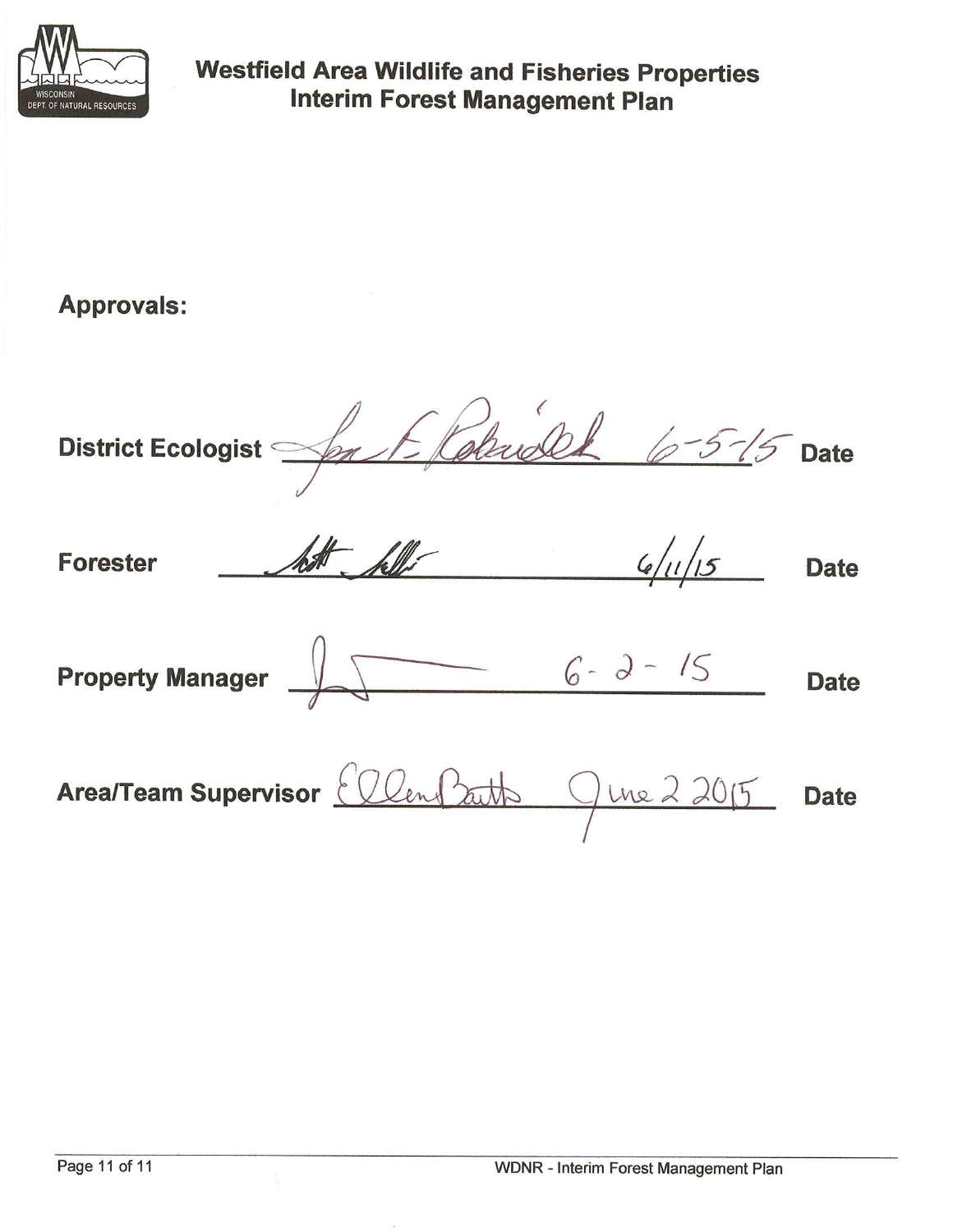# Westfield Area Wildlife and Fisheries Properties
## Interim Forest Management Plan

**Approvals:**

**District Ecologist** ______________________ 6-5-15 **Date**

**Forester** ______________________ 6/11/15 **Date**

**Property Manager** ______________________ 6-2-15 **Date**

**Area/Team Supervisor** Ellen Barth June 2 2015 **Date**